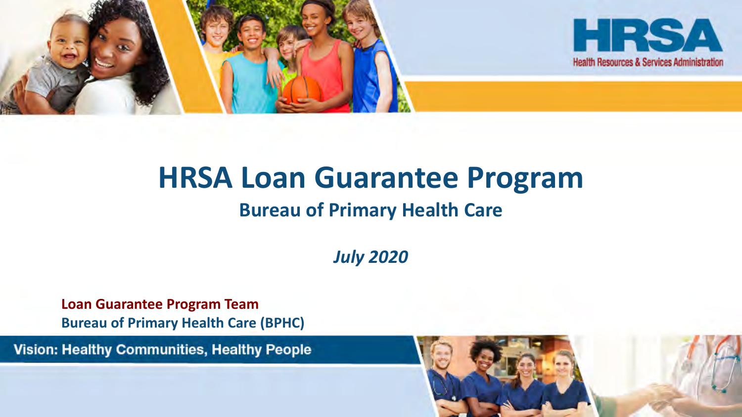# HRSA Loan Guarantee Program

## Bureau of Primary Health Care

*July 2020*

**Loan Guarantee Program Team**
**Bureau of Primary Health Care (BPHC)**

Vision: Healthy Communities, Healthy People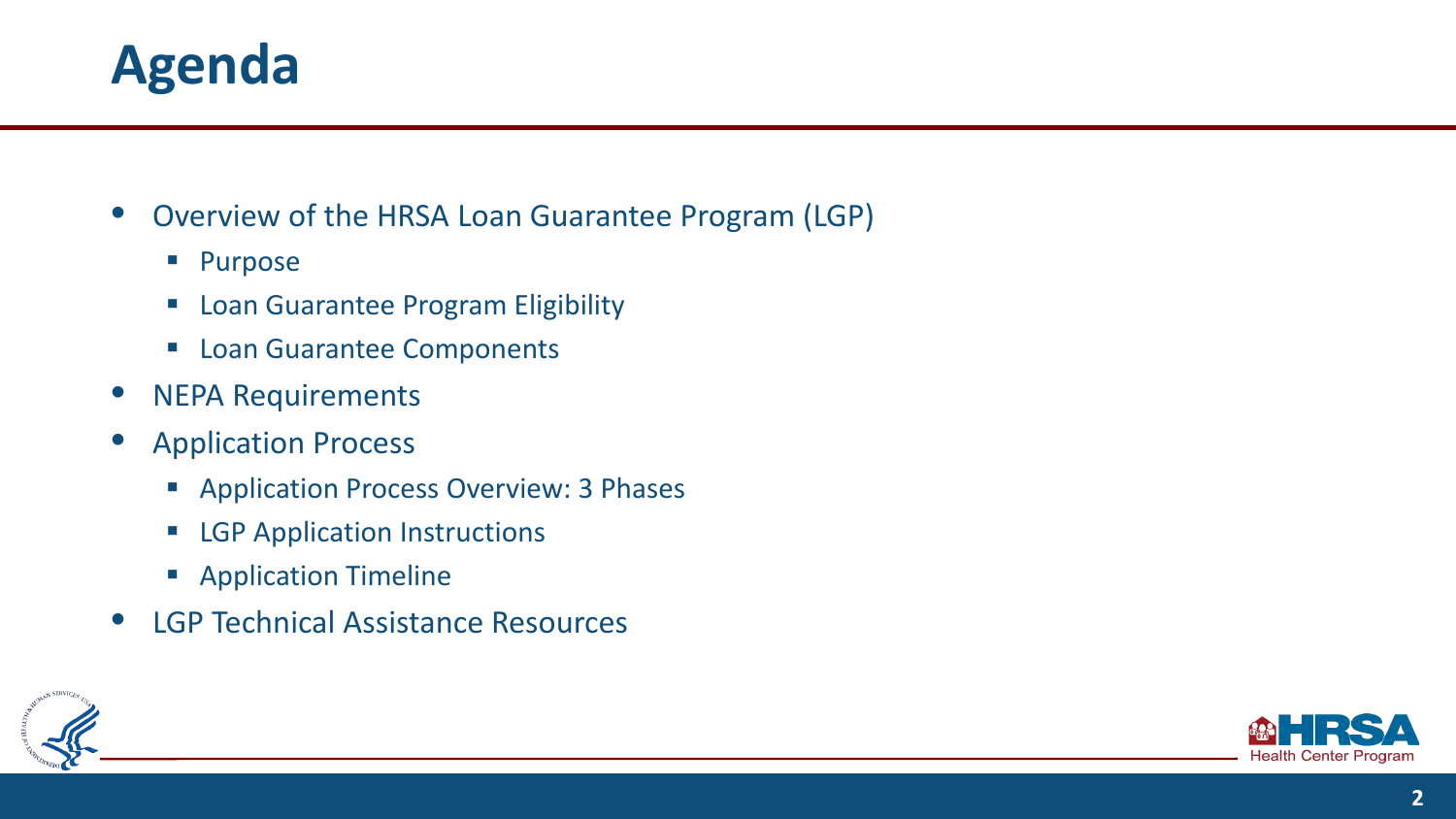# Agenda

- Overview of the HRSA Loan Guarantee Program (LGP)
  - Purpose
  - Loan Guarantee Program Eligibility
  - Loan Guarantee Components
- NEPA Requirements
- Application Process
  - Application Process Overview: 3 Phases
  - LGP Application Instructions
  - Application Timeline
- LGP Technical Assistance Resources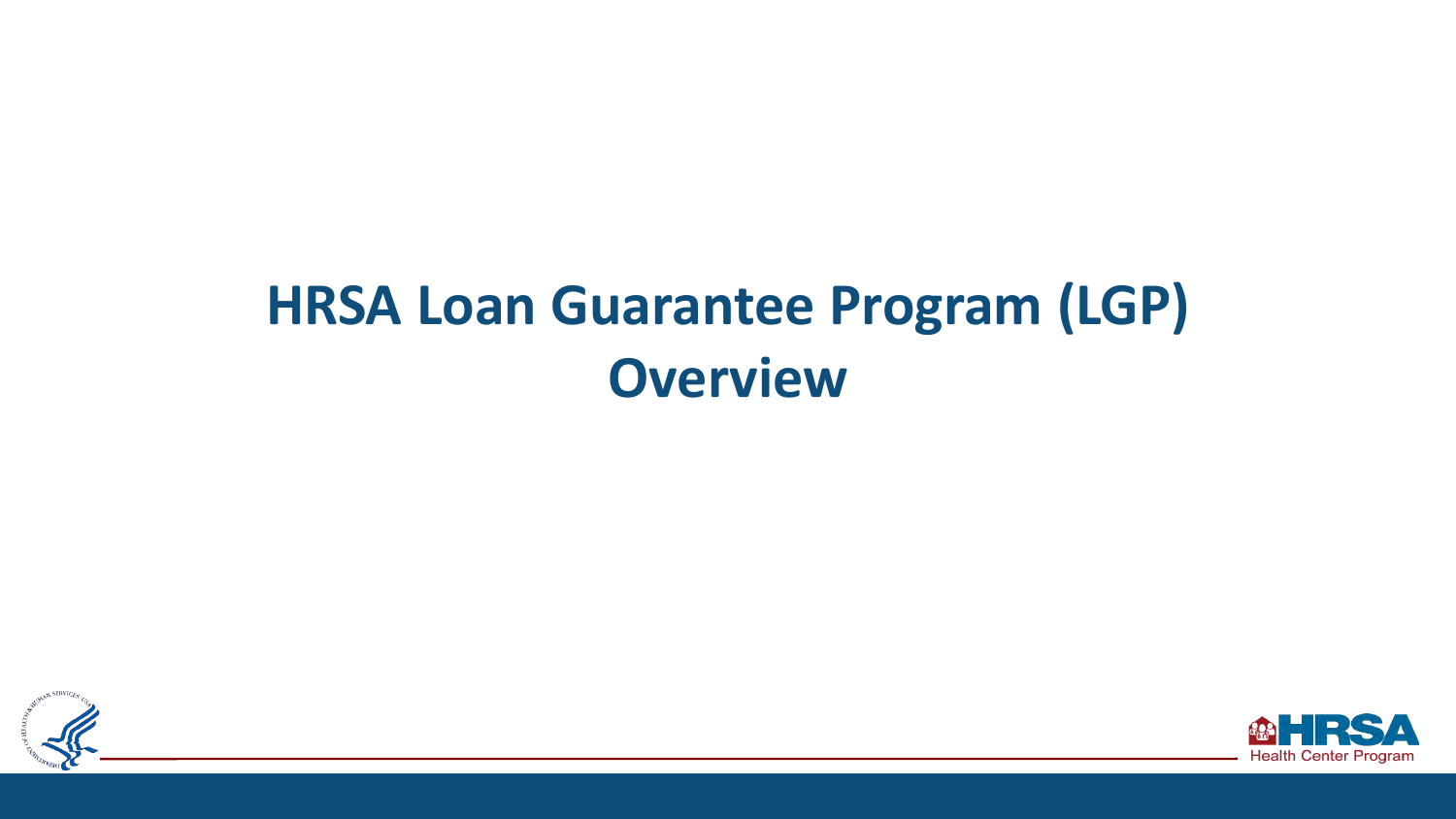# HRSA Loan Guarantee Program (LGP) Overview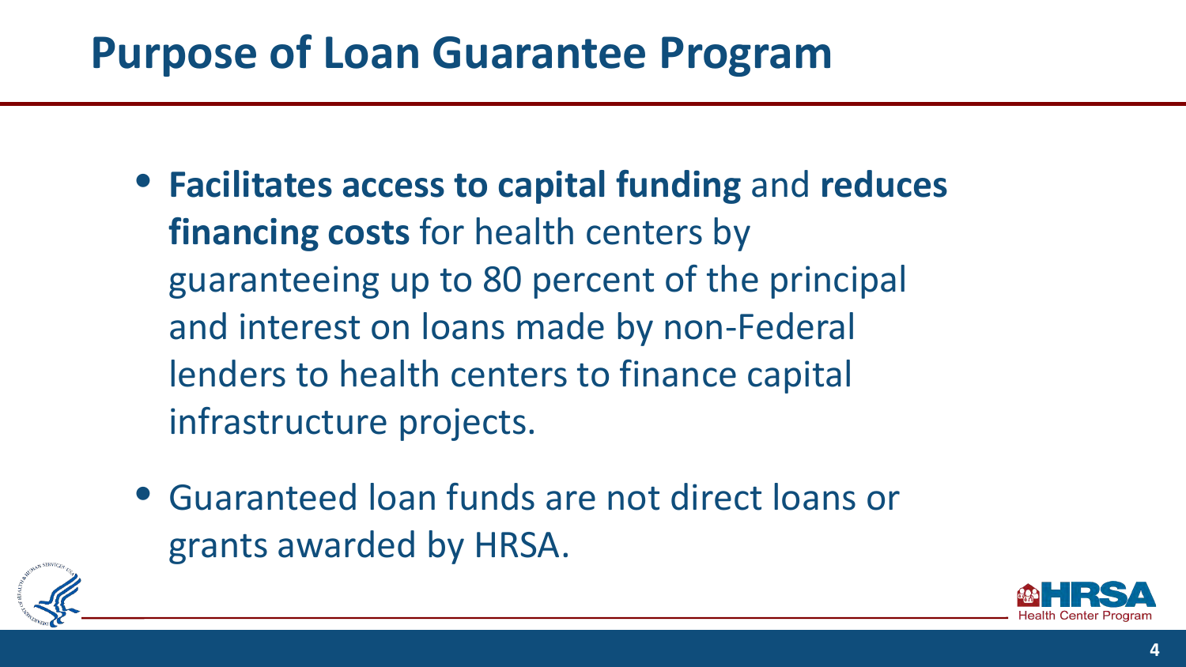# Purpose of Loan Guarantee Program

- **Facilitates access to capital funding** and **reduces financing costs** for health centers by guaranteeing up to 80 percent of the principal and interest on loans made by non-Federal lenders to health centers to finance capital infrastructure projects.
- Guaranteed loan funds are not direct loans or grants awarded by HRSA.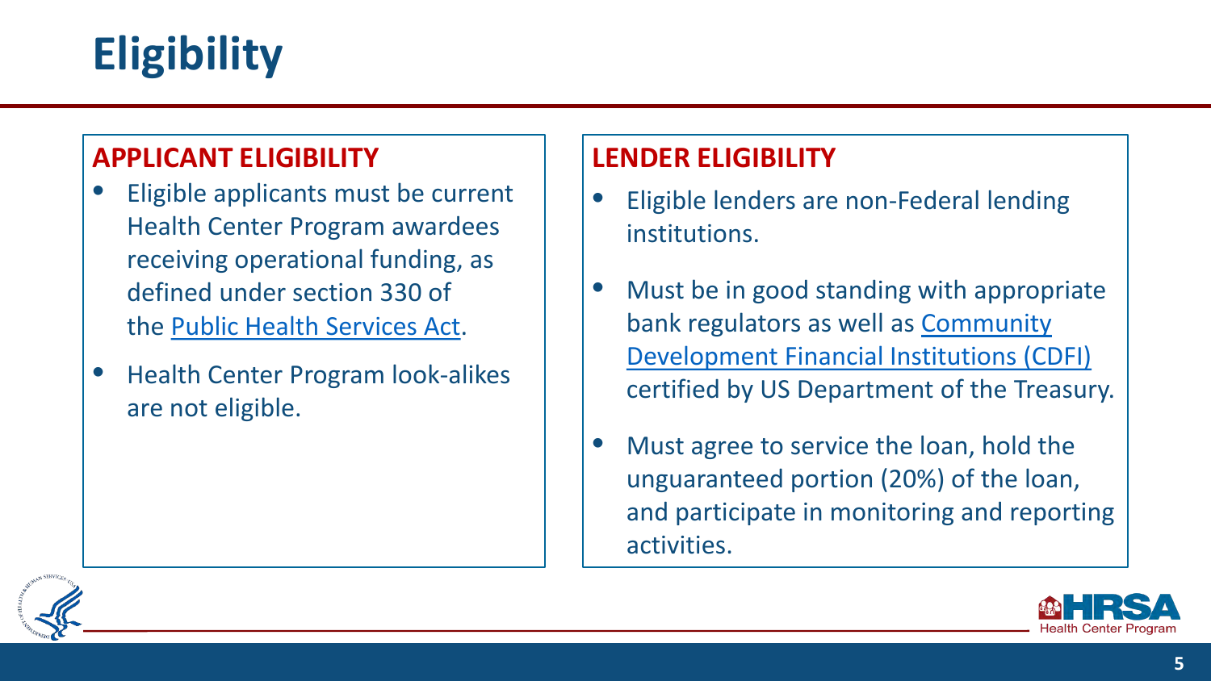# Eligibility

## APPLICANT ELIGIBILITY

- Eligible applicants must be current Health Center Program awardees receiving operational funding, as defined under section 330 of the Public Health Services Act.
- Health Center Program look-alikes are not eligible.

## LENDER ELIGIBILITY

- Eligible lenders are non-Federal lending institutions.
- Must be in good standing with appropriate bank regulators as well as Community Development Financial Institutions (CDFI) certified by US Department of the Treasury.
- Must agree to service the loan, hold the unguaranteed portion (20%) of the loan, and participate in monitoring and reporting activities.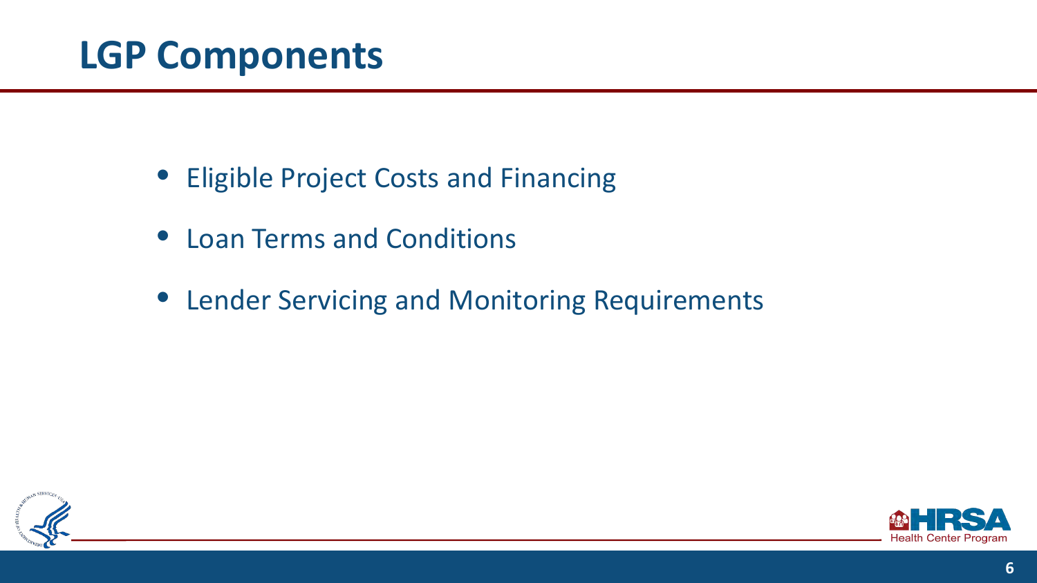# LGP Components

- Eligible Project Costs and Financing
- Loan Terms and Conditions
- Lender Servicing and Monitoring Requirements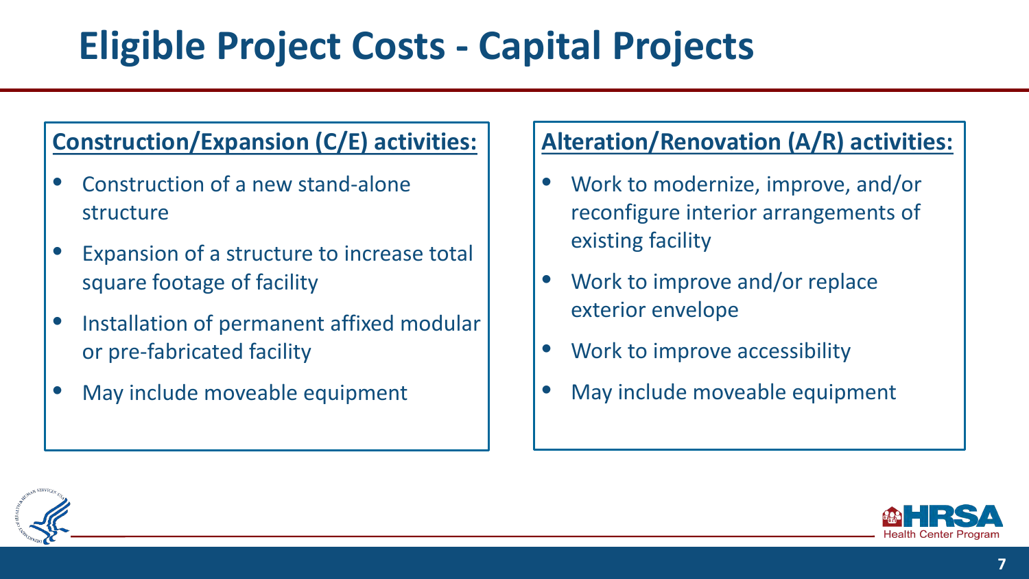# Eligible Project Costs - Capital Projects

**Construction/Expansion (C/E) activities:**

- Construction of a new stand-alone structure
- Expansion of a structure to increase total square footage of facility
- Installation of permanent affixed modular or pre-fabricated facility
- May include moveable equipment

**Alteration/Renovation (A/R) activities:**

- Work to modernize, improve, and/or reconfigure interior arrangements of existing facility
- Work to improve and/or replace exterior envelope
- Work to improve accessibility
- May include moveable equipment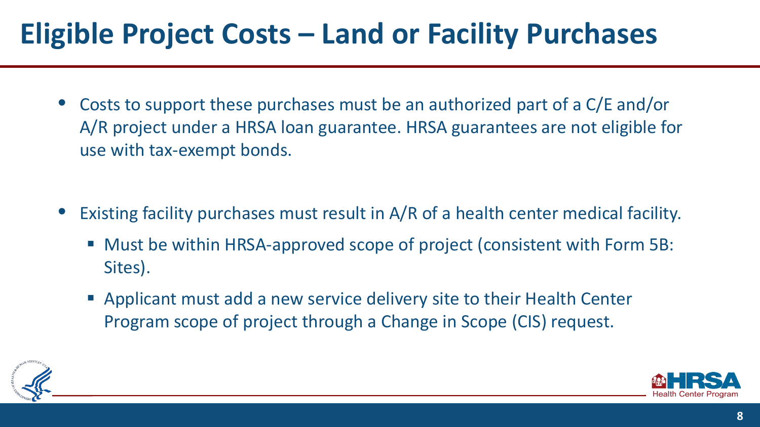# Eligible Project Costs – Land or Facility Purchases

- Costs to support these purchases must be an authorized part of a C/E and/or A/R project under a HRSA loan guarantee. HRSA guarantees are not eligible for use with tax-exempt bonds.

- Existing facility purchases must result in A/R of a health center medical facility.
  - Must be within HRSA-approved scope of project (consistent with Form 5B: Sites).
  - Applicant must add a new service delivery site to their Health Center Program scope of project through a Change in Scope (CIS) request.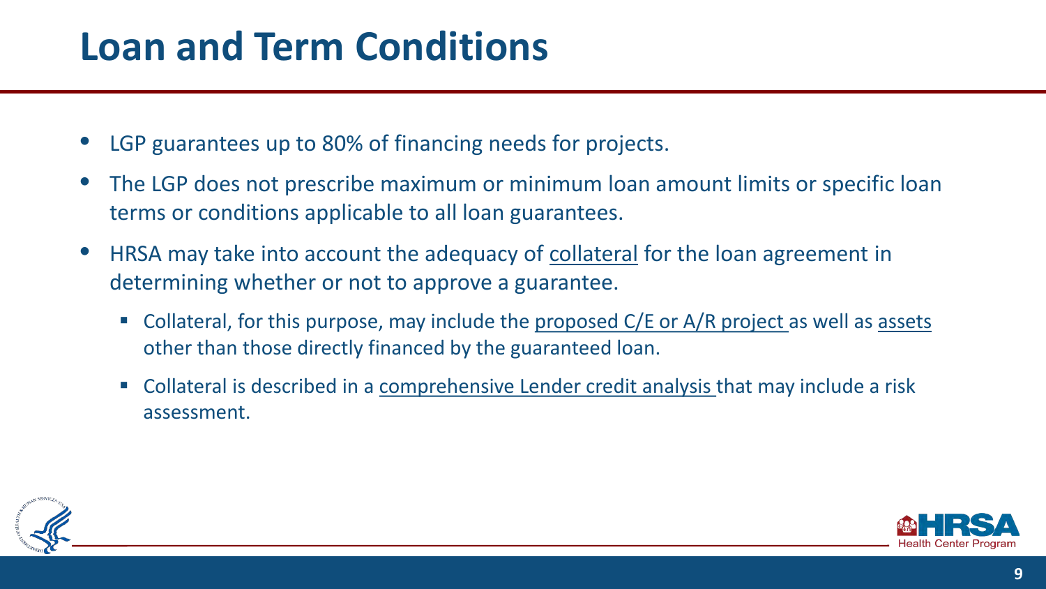# Loan and Term Conditions

- LGP guarantees up to 80% of financing needs for projects.
- The LGP does not prescribe maximum or minimum loan amount limits or specific loan terms or conditions applicable to all loan guarantees.
- HRSA may take into account the adequacy of collateral for the loan agreement in determining whether or not to approve a guarantee.
  - Collateral, for this purpose, may include the proposed C/E or A/R project as well as assets other than those directly financed by the guaranteed loan.
  - Collateral is described in a comprehensive Lender credit analysis that may include a risk assessment.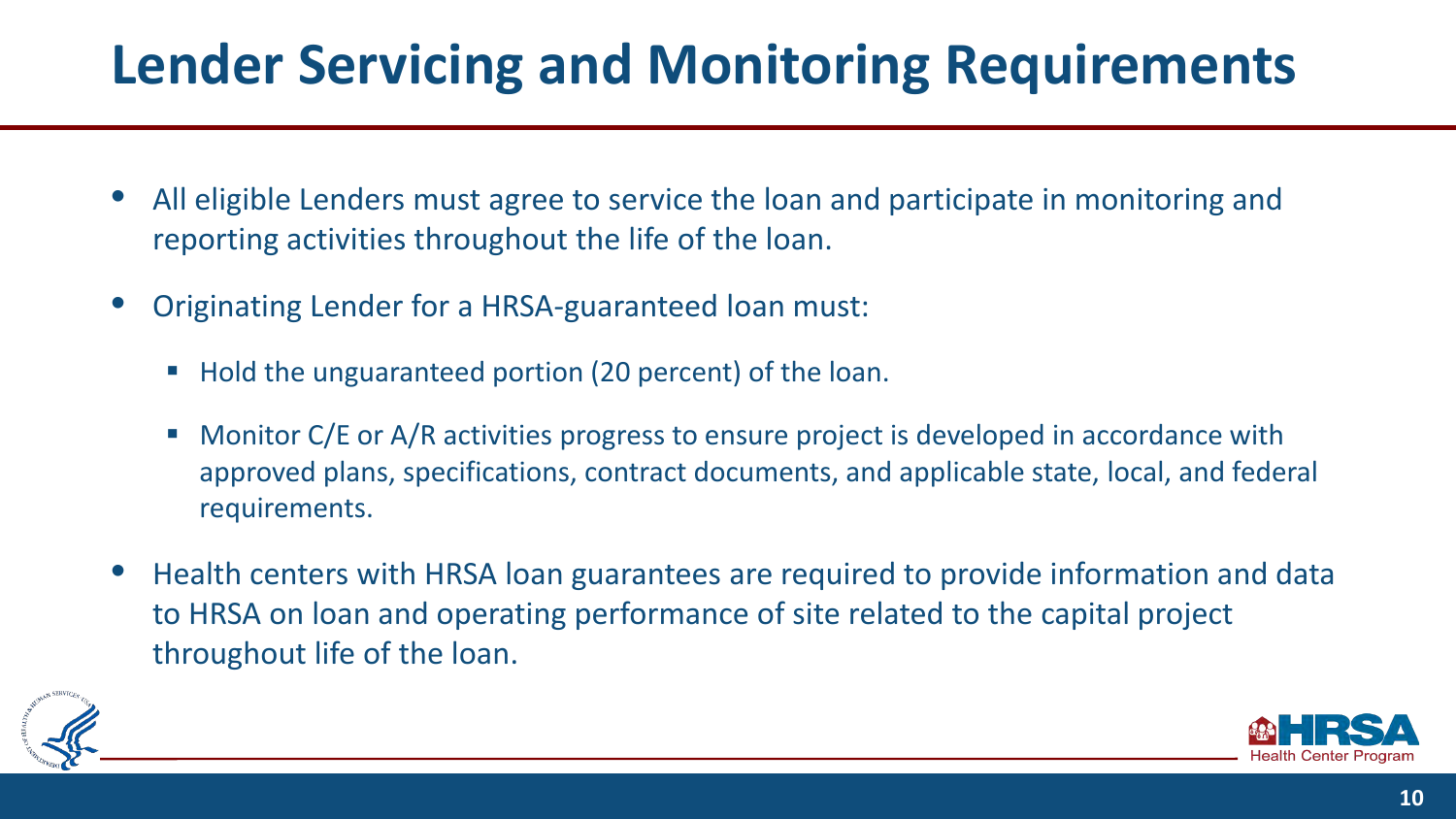# Lender Servicing and Monitoring Requirements

- All eligible Lenders must agree to service the loan and participate in monitoring and reporting activities throughout the life of the loan.
- Originating Lender for a HRSA-guaranteed loan must:
  - Hold the unguaranteed portion (20 percent) of the loan.
  - Monitor C/E or A/R activities progress to ensure project is developed in accordance with approved plans, specifications, contract documents, and applicable state, local, and federal requirements.
- Health centers with HRSA loan guarantees are required to provide information and data to HRSA on loan and operating performance of site related to the capital project throughout life of the loan.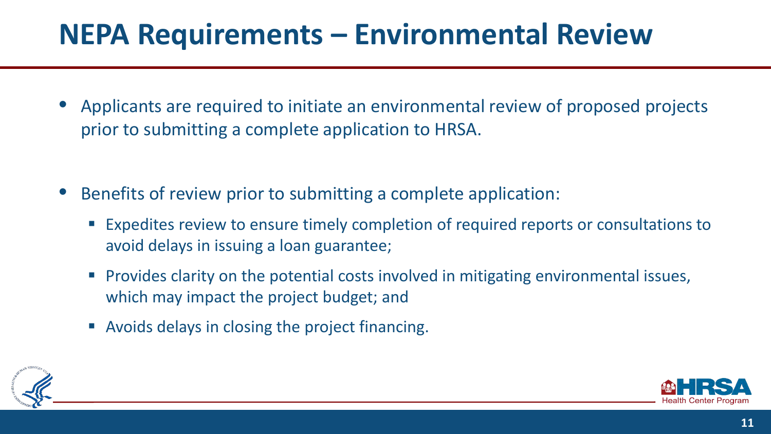# NEPA Requirements – Environmental Review

- Applicants are required to initiate an environmental review of proposed projects prior to submitting a complete application to HRSA.

- Benefits of review prior to submitting a complete application:
  - Expedites review to ensure timely completion of required reports or consultations to avoid delays in issuing a loan guarantee;
  - Provides clarity on the potential costs involved in mitigating environmental issues, which may impact the project budget; and
  - Avoids delays in closing the project financing.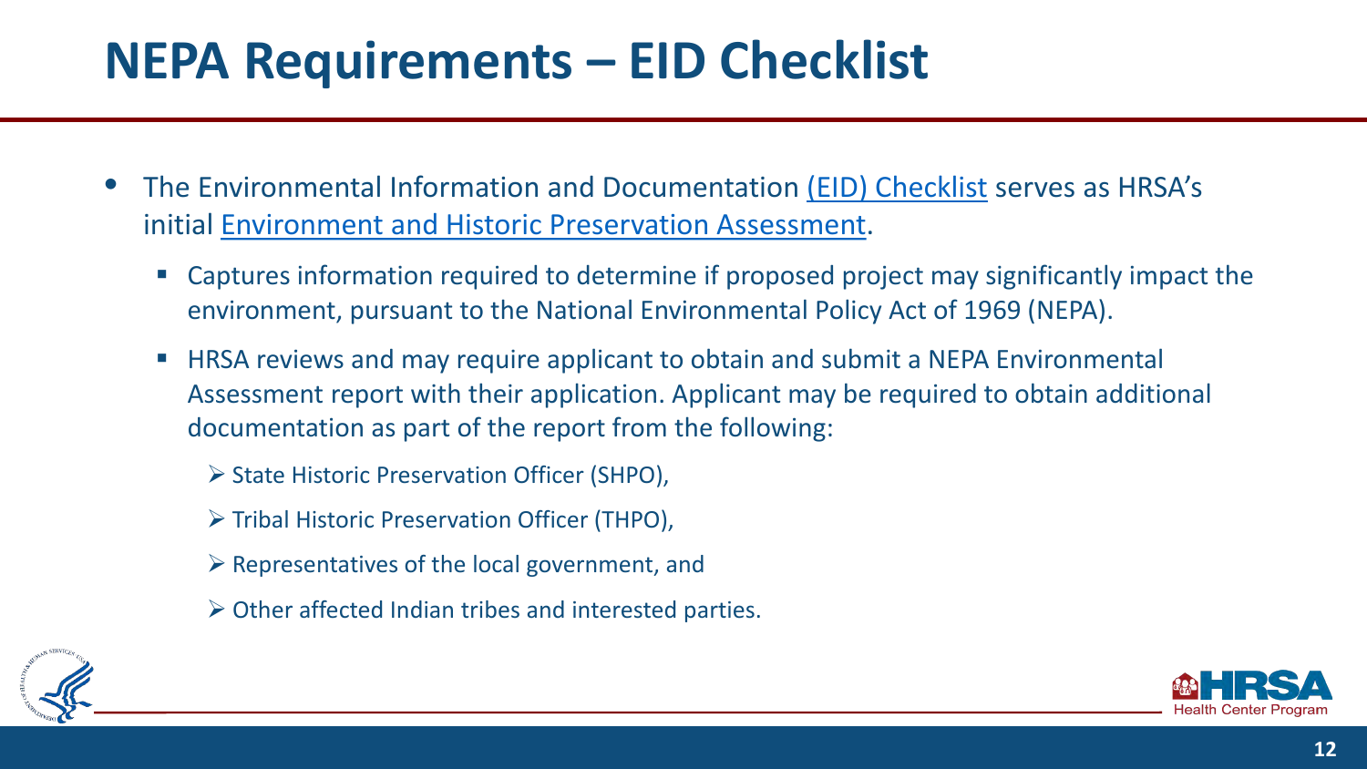# NEPA Requirements – EID Checklist

- The Environmental Information and Documentation (EID) Checklist serves as HRSA's initial Environment and Historic Preservation Assessment.
  - Captures information required to determine if proposed project may significantly impact the environment, pursuant to the National Environmental Policy Act of 1969 (NEPA).
  - HRSA reviews and may require applicant to obtain and submit a NEPA Environmental Assessment report with their application. Applicant may be required to obtain additional documentation as part of the report from the following:
    - State Historic Preservation Officer (SHPO),
    - Tribal Historic Preservation Officer (THPO),
    - Representatives of the local government, and
    - Other affected Indian tribes and interested parties.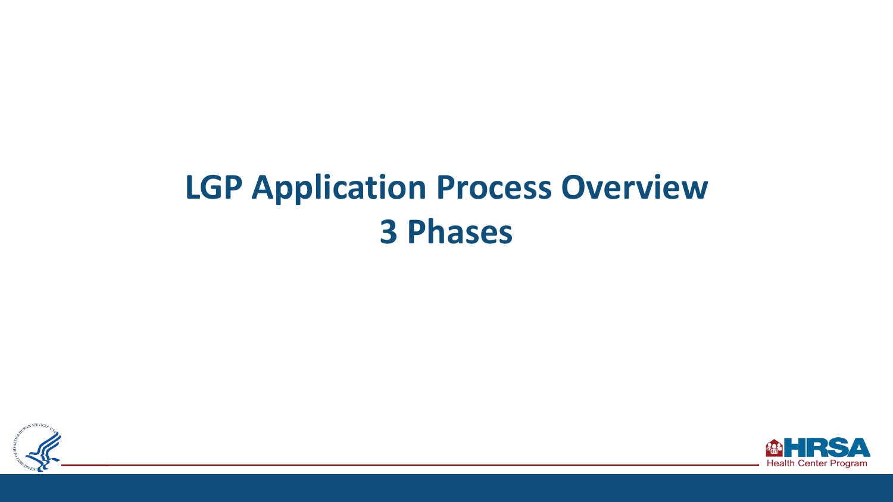# LGP Application Process Overview
# 3 Phases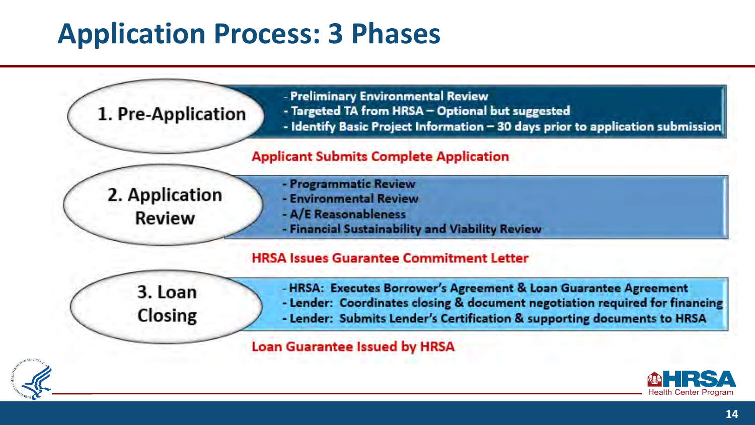# Application Process: 3 Phases

## 1. Pre-Application

- Preliminary Environmental Review
- Targeted TA from HRSA – Optional but suggested
- Identify Basic Project Information – 30 days prior to application submission

**Applicant Submits Complete Application**

## 2. Application Review

- Programmatic Review
- Environmental Review
- A/E Reasonableness
- Financial Sustainability and Viability Review

**HRSA Issues Guarantee Commitment Letter**

## 3. Loan Closing

- HRSA: Executes Borrower's Agreement & Loan Guarantee Agreement
- Lender: Coordinates closing & document negotiation required for financing
- Lender: Submits Lender's Certification & supporting documents to HRSA

**Loan Guarantee Issued by HRSA**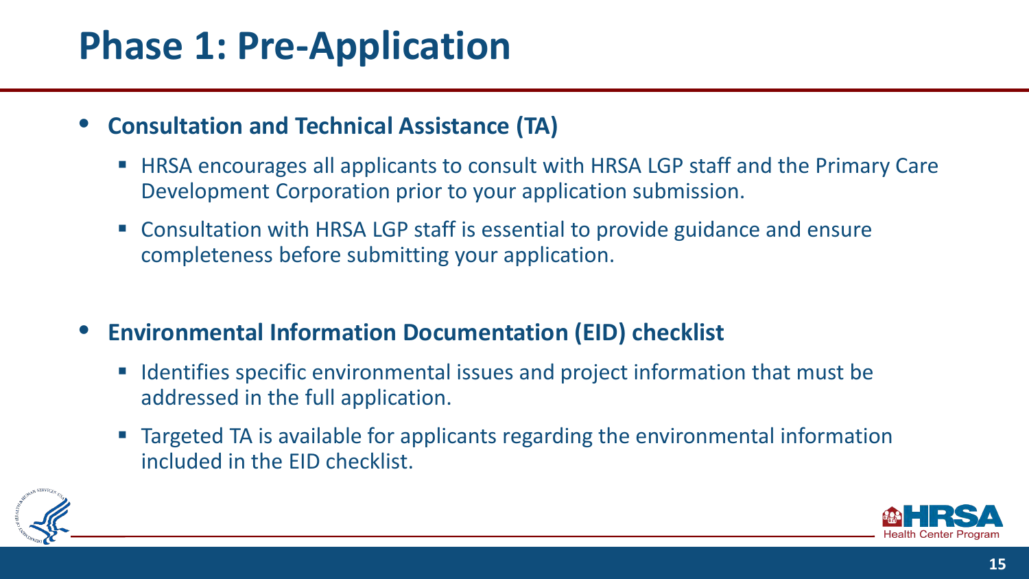# Phase 1: Pre-Application

- **Consultation and Technical Assistance (TA)**
  - HRSA encourages all applicants to consult with HRSA LGP staff and the Primary Care Development Corporation prior to your application submission.
  - Consultation with HRSA LGP staff is essential to provide guidance and ensure completeness before submitting your application.

- **Environmental Information Documentation (EID) checklist**
  - Identifies specific environmental issues and project information that must be addressed in the full application.
  - Targeted TA is available for applicants regarding the environmental information included in the EID checklist.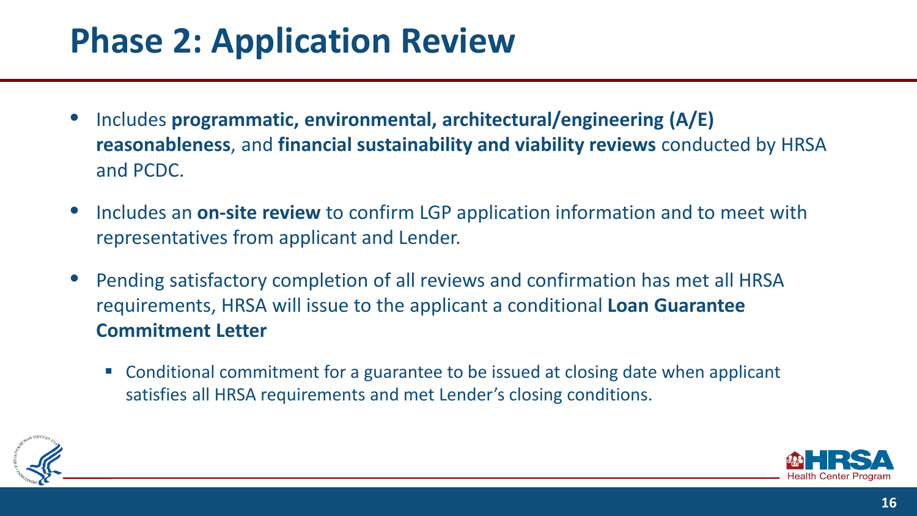# Phase 2: Application Review

- Includes **programmatic, environmental, architectural/engineering (A/E) reasonableness**, and **financial sustainability and viability reviews** conducted by HRSA and PCDC.
- Includes an **on-site review** to confirm LGP application information and to meet with representatives from applicant and Lender.
- Pending satisfactory completion of all reviews and confirmation has met all HRSA requirements, HRSA will issue to the applicant a conditional **Loan Guarantee Commitment Letter**
  - Conditional commitment for a guarantee to be issued at closing date when applicant satisfies all HRSA requirements and met Lender's closing conditions.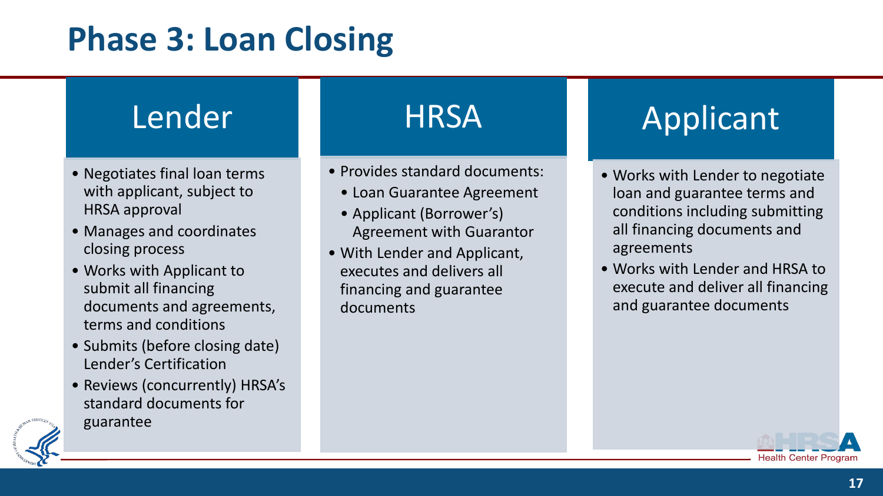# Phase 3: Loan Closing

## Lender

- Negotiates final loan terms with applicant, subject to HRSA approval
- Manages and coordinates closing process
- Works with Applicant to submit all financing documents and agreements, terms and conditions
- Submits (before closing date) Lender's Certification
- Reviews (concurrently) HRSA's standard documents for guarantee

## HRSA

- Provides standard documents:
  - Loan Guarantee Agreement
  - Applicant (Borrower's) Agreement with Guarantor
- With Lender and Applicant, executes and delivers all financing and guarantee documents

## Applicant

- Works with Lender to negotiate loan and guarantee terms and conditions including submitting all financing documents and agreements
- Works with Lender and HRSA to execute and deliver all financing and guarantee documents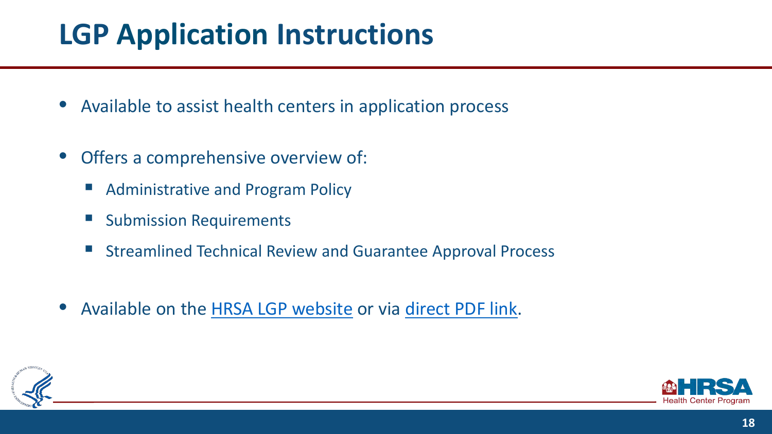# LGP Application Instructions

- Available to assist health centers in application process
- Offers a comprehensive overview of:
  - Administrative and Program Policy
  - Submission Requirements
  - Streamlined Technical Review and Guarantee Approval Process
- Available on the HRSA LGP website or via direct PDF link.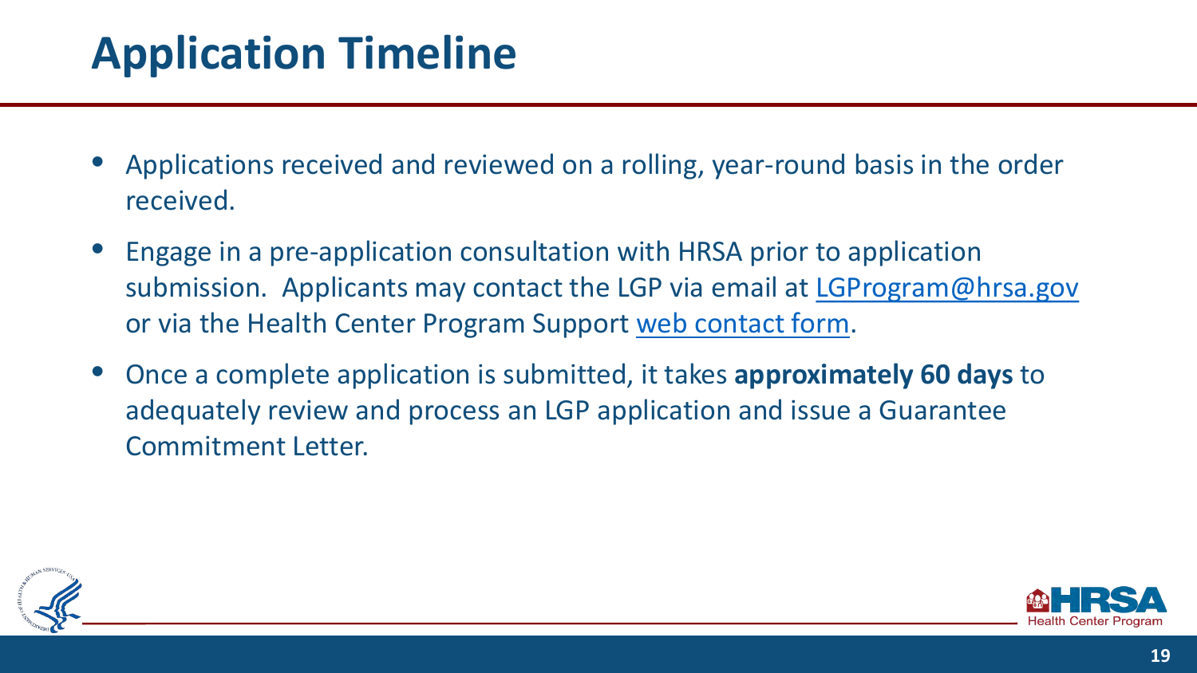# Application Timeline

- Applications received and reviewed on a rolling, year-round basis in the order received.
- Engage in a pre-application consultation with HRSA prior to application submission. Applicants may contact the LGP via email at LGProgram@hrsa.gov or via the Health Center Program Support web contact form.
- Once a complete application is submitted, it takes **approximately 60 days** to adequately review and process an LGP application and issue a Guarantee Commitment Letter.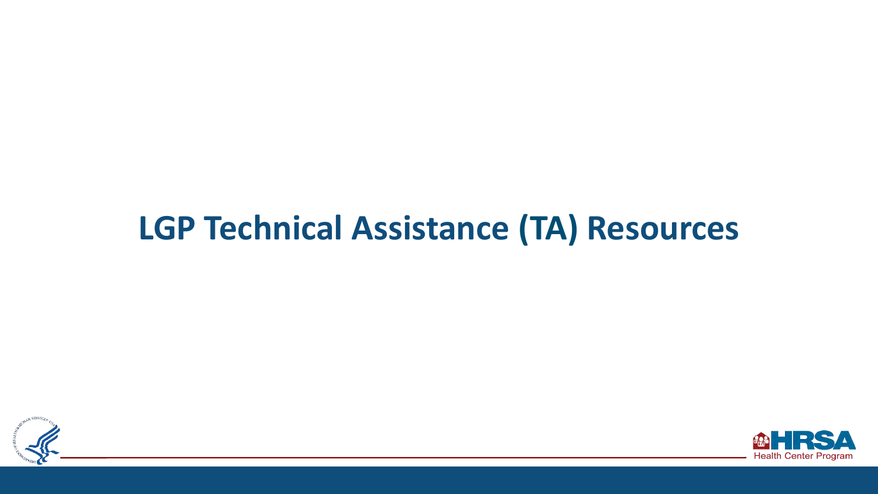# LGP Technical Assistance (TA) Resources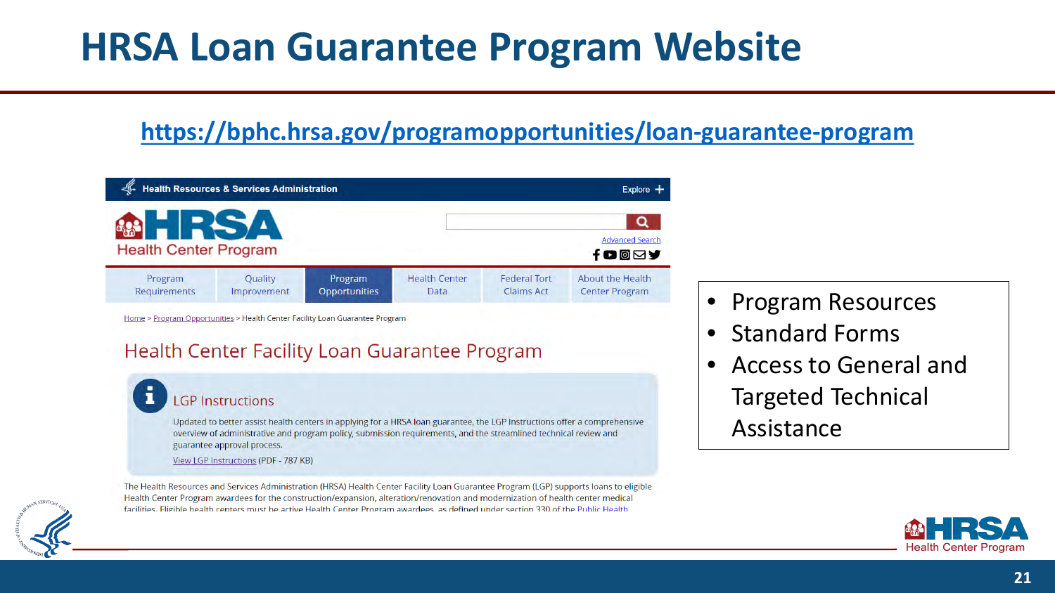# HRSA Loan Guarantee Program Website

https://bphc.hrsa.gov/programopportunities/loan-guarantee-program

Health Resources & Services Administration

Explore +

HRSA Health Center Program

Advanced Search

Program Requirements | Quality Improvement | Program Opportunities | Health Center Data | Federal Tort Claims Act | About the Health Center Program

Home > Program Opportunities > Health Center Facility Loan Guarantee Program

## Health Center Facility Loan Guarantee Program

### LGP Instructions

Updated to better assist health centers in applying for a HRSA loan guarantee, the LGP Instructions offer a comprehensive overview of administrative and program policy, submission requirements, and the streamlined technical review and guarantee approval process.

View LGP Instructions (PDF - 787 KB)

The Health Resources and Services Administration (HRSA) Health Center Facility Loan Guarantee Program (LGP) supports loans to eligible Health Center Program awardees for the construction/expansion, alteration/renovation and modernization of health center medical facilities. Eligible health centers must be active Health Center Program awardees, as defined under section 330 of the Public Health

- Program Resources
- Standard Forms
- Access to General and Targeted Technical Assistance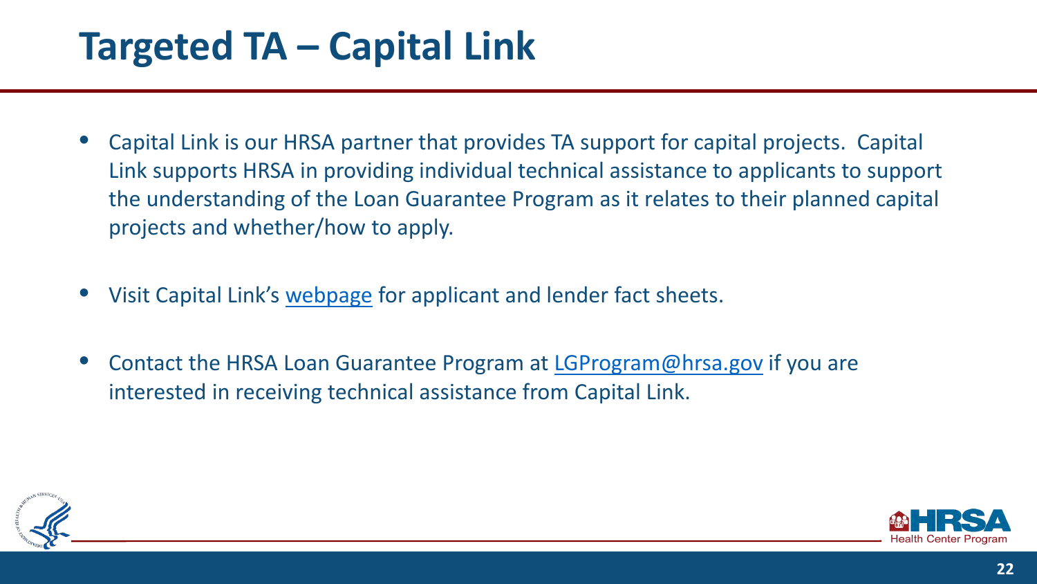# Targeted TA – Capital Link

- Capital Link is our HRSA partner that provides TA support for capital projects. Capital Link supports HRSA in providing individual technical assistance to applicants to support the understanding of the Loan Guarantee Program as it relates to their planned capital projects and whether/how to apply.
- Visit Capital Link's webpage for applicant and lender fact sheets.
- Contact the HRSA Loan Guarantee Program at LGProgram@hrsa.gov if you are interested in receiving technical assistance from Capital Link.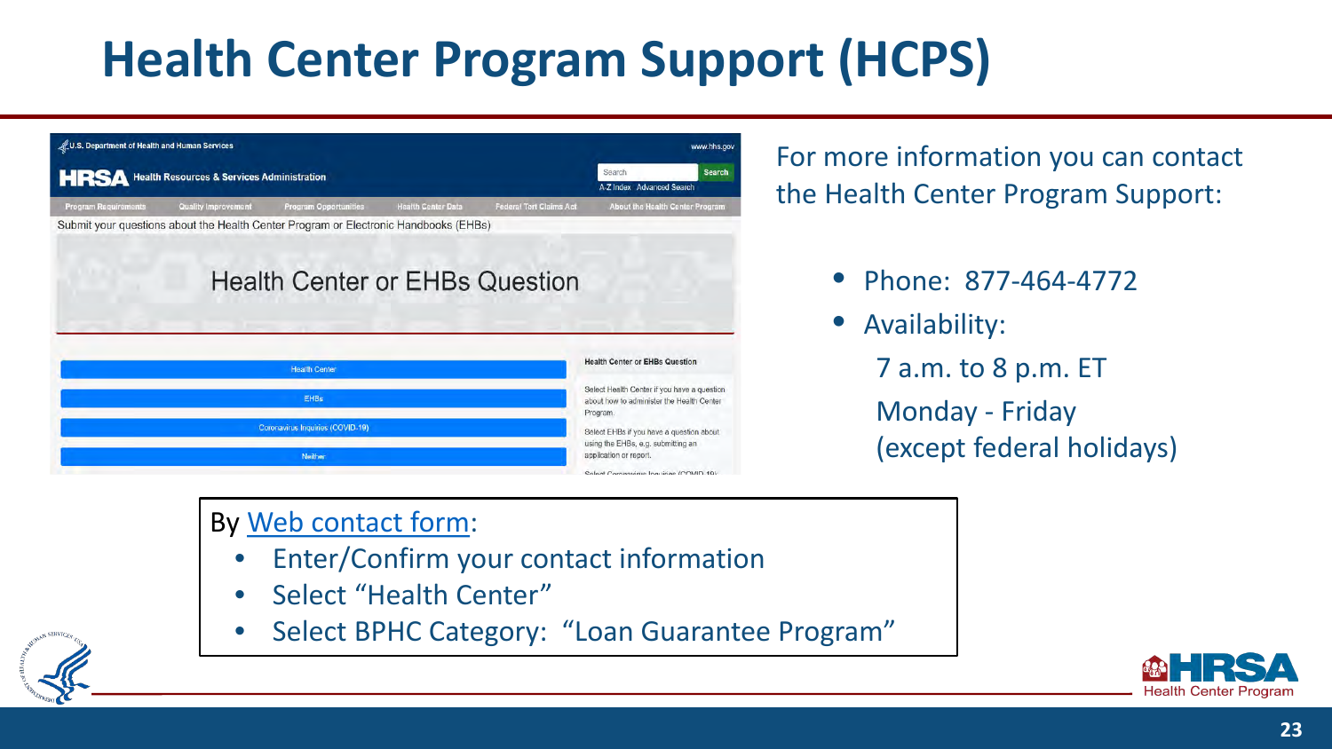# Health Center Program Support (HCPS)

For more information you can contact the Health Center Program Support:

- Phone: 877-464-4772
- Availability:
  7 a.m. to 8 p.m. ET
  Monday - Friday
  (except federal holidays)

By [Web contact form]:

- Enter/Confirm your contact information
- Select "Health Center"
- Select BPHC Category: "Loan Guarantee Program"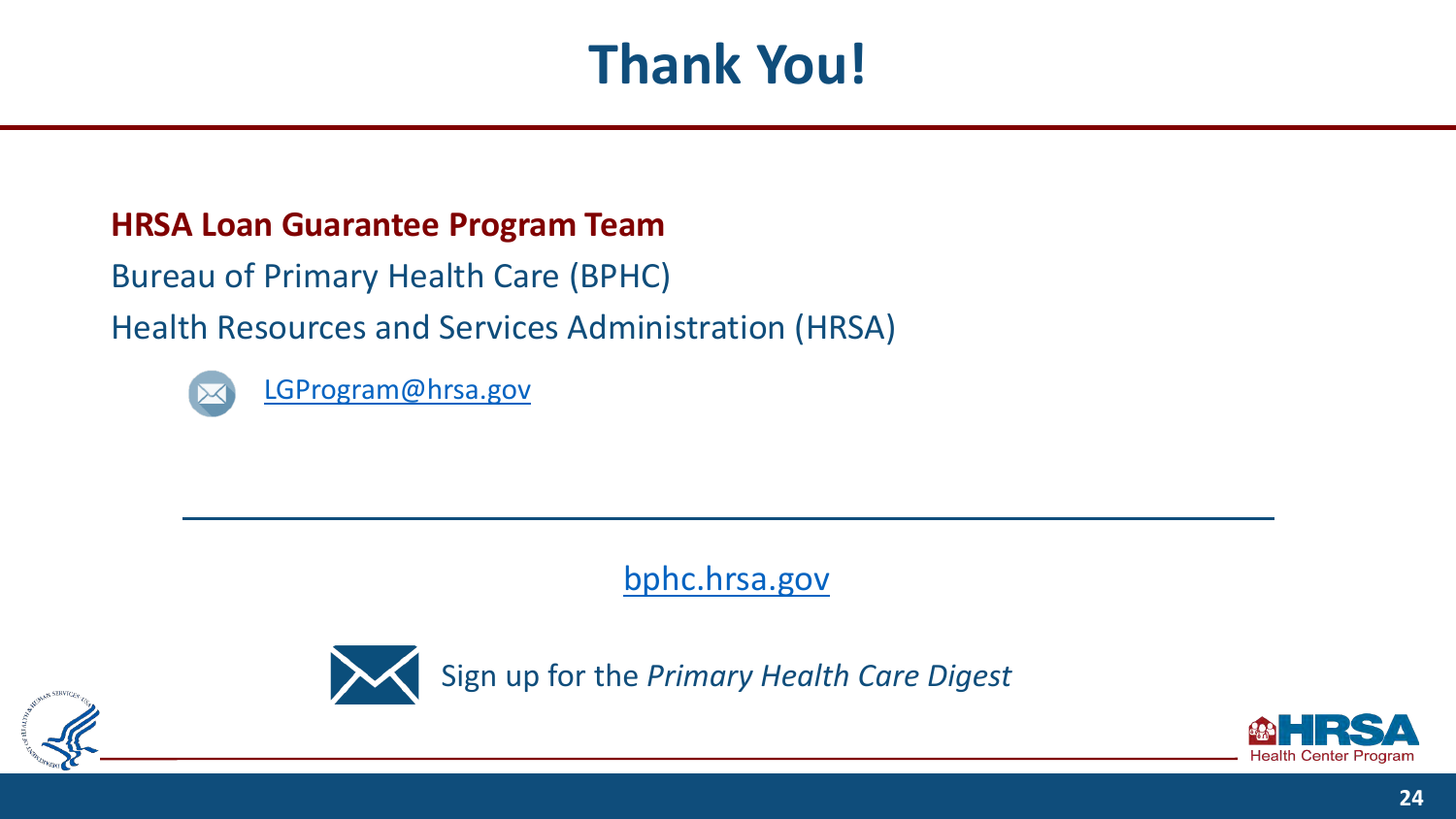# Thank You!

**HRSA Loan Guarantee Program Team**

Bureau of Primary Health Care (BPHC)

Health Resources and Services Administration (HRSA)

LGProgram@hrsa.gov

bphc.hrsa.gov

Sign up for the *Primary Health Care Digest*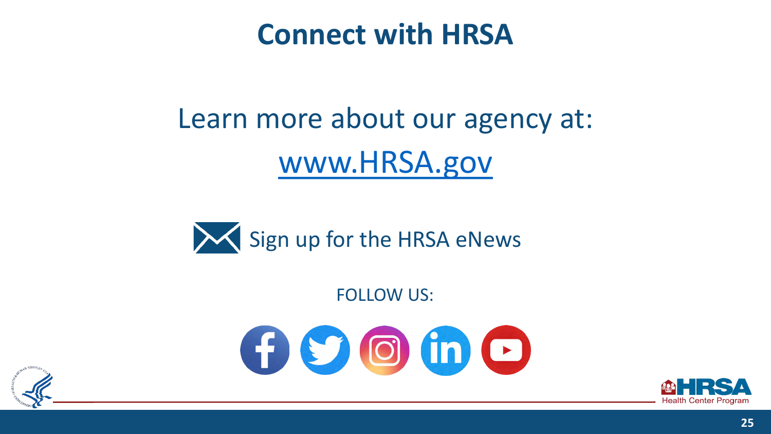# Connect with HRSA

Learn more about our agency at:

[www.HRSA.gov](http://www.HRSA.gov)

Sign up for the HRSA eNews

FOLLOW US: